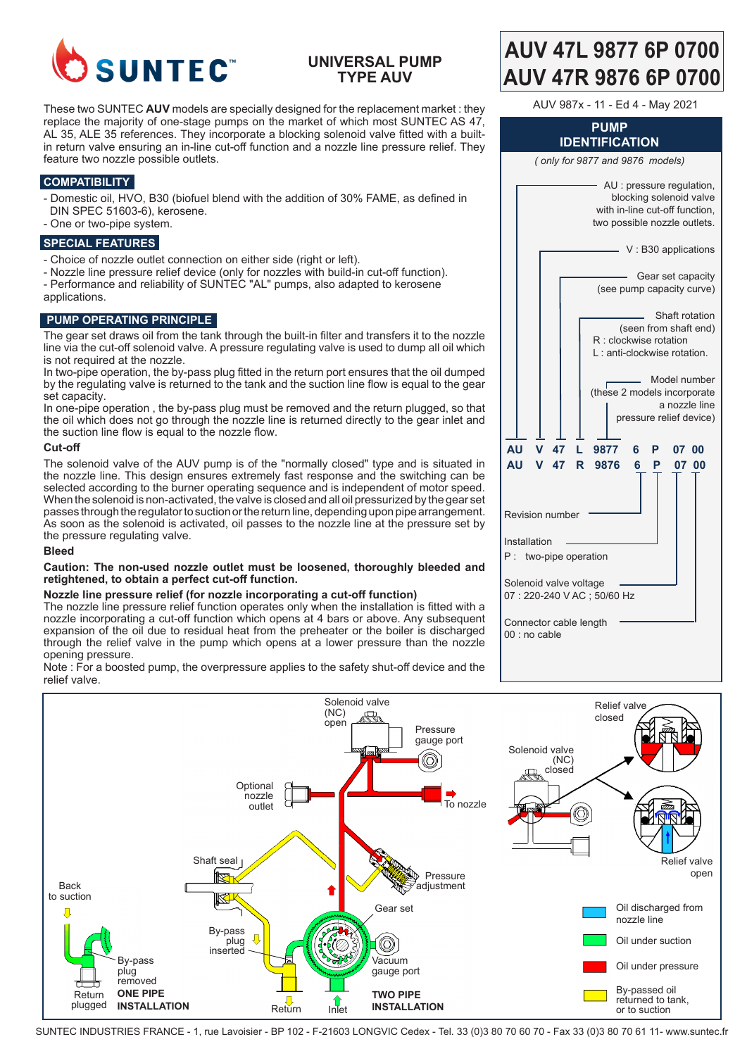# SUNTEC

## UNIVERSAL PUMP TYPE AUV

# AUV 47L 9877 6P 0700
# AUV 47R 9876 6P 0700

AUV 987x - 11 - Ed 4 - May 2021

These two SUNTEC **AUV** models are specially designed for the replacement market : they replace the majority of one-stage pumps on the market of which most SUNTEC AS 47, AL 35, ALE 35 references. They incorporate a blocking solenoid valve fitted with a built-in return valve ensuring an in-line cut-off function and a nozzle line pressure relief. They feature two nozzle possible outlets.

## COMPATIBILITY

- Domestic oil, HVO, B30 (biofuel blend with the addition of 30% FAME, as defined in DIN SPEC 51603-6), kerosene.
- One or two-pipe system.

## SPECIAL FEATURES

- Choice of nozzle outlet connection on either side (right or left).
- Nozzle line pressure relief device (only for nozzles with build-in cut-off function).
- Performance and reliability of SUNTEC "AL" pumps, also adapted to kerosene applications.

## PUMP OPERATING PRINCIPLE

The gear set draws oil from the tank through the built-in filter and transfers it to the nozzle line via the cut-off solenoid valve. A pressure regulating valve is used to dump all oil which is not required at the nozzle.
In two-pipe operation, the by-pass plug fitted in the return port ensures that the oil dumped by the regulating valve is returned to the tank and the suction line flow is equal to the gear set capacity.
In one-pipe operation , the by-pass plug must be removed and the return plugged, so that the oil which does not go through the nozzle line is returned directly to the gear inlet and the suction line flow is equal to the nozzle flow.

### Cut-off

The solenoid valve of the AUV pump is of the "normally closed" type and is situated in the nozzle line. This design ensures extremely fast response and the switching can be selected according to the burner operating sequence and is independent of motor speed. When the solenoid is non-activated, the valve is closed and all oil pressurized by the gear set passes through the regulator to suction or the return line, depending upon pipe arrangement. As soon as the solenoid is activated, oil passes to the nozzle line at the pressure set by the pressure regulating valve.

### Bleed

**Caution: The non-used nozzle outlet must be loosened, thoroughly bleeded and retightened, to obtain a perfect cut-off function.**

**Nozzle line pressure relief (for nozzle incorporating a cut-off function)**
The nozzle line pressure relief function operates only when the installation is fitted with a nozzle incorporating a cut-off function which opens at 4 bars or above. Any subsequent expansion of the oil due to residual heat from the preheater or the boiler is discharged through the relief valve in the pump which opens at a lower pressure than the nozzle opening pressure.
Note : For a boosted pump, the overpressure applies to the safety shut-off device and the relief valve.

## PUMP IDENTIFICATION

*( only for 9877 and 9876 models)*

| AU | V | 47 | L | 9877 | 6 | P | 07 | 00 |
|---|---|---|---|---|---|---|---|---|
| AU | V | 47 | R | 9876 | 6 | P | 07 | 00 |

- **AU** : pressure regulation, blocking solenoid valve with in-line cut-off function, two possible nozzle outlets.
- **V** : B30 applications
- **47** : Gear set capacity (see pump capacity curve)
- **L / R** : Shaft rotation (seen from shaft end) — R : clockwise rotation; L : anti-clockwise rotation.
- **9877 / 9876** : Model number (these 2 models incorporate a nozzle line pressure relief device)
- **6** : Revision number
- **P** : Installation — P : two-pipe operation
- **07** : Solenoid valve voltage — 07 : 220-240 V AC ; 50/60 Hz
- **00** : Connector cable length — 00 : no cable

Solenoid valve (NC) open — Pressure gauge port — Optional nozzle outlet — To nozzle — Shaft seal — Pressure adjustment — Back to suction — Gear set — By-pass plug inserted — By-pass plug removed — Vacuum gauge port — Return plugged — ONE PIPE INSTALLATION — Return — Inlet — TWO PIPE INSTALLATION — Solenoid valve (NC) closed — Relief valve closed — Relief valve open

- Oil discharged from nozzle line
- Oil under suction
- Oil under pressure
- By-passed oil returned to tank, or to suction

SUNTEC INDUSTRIES FRANCE - 1, rue Lavoisier - BP 102 - F-21603 LONGVIC Cedex - Tel. 33 (0)3 80 70 60 70 - Fax 33 (0)3 80 70 61 11- www.suntec.fr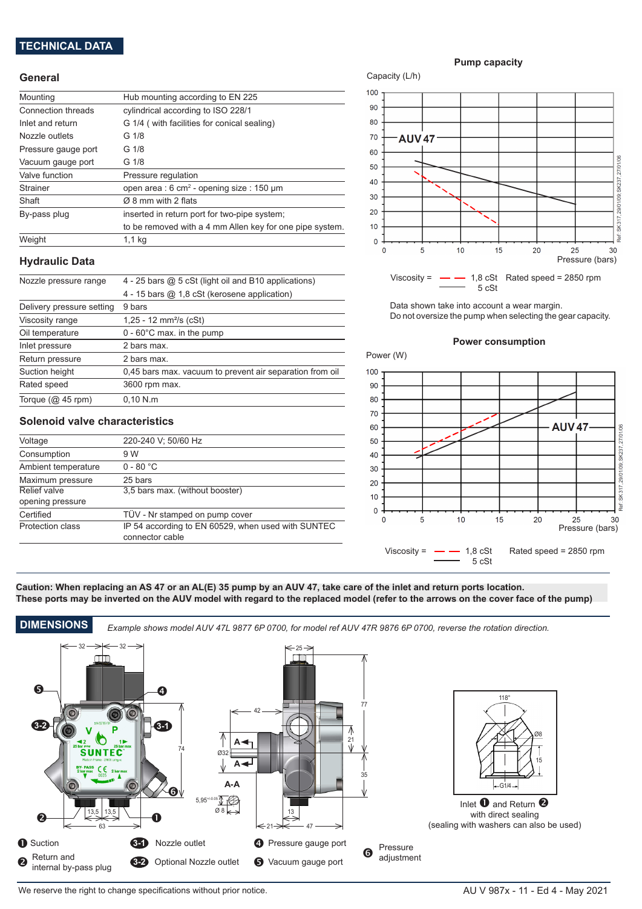# TECHNICAL DATA

## General

| | |
|---|---|
| Mounting | Hub mounting according to EN 225 |
| Connection threads | cylindrical according to ISO 228/1 |
| Inlet and return | G 1/4 ( with facilities for conical sealing) |
| Nozzle outlets | G 1/8 |
| Pressure gauge port | G 1/8 |
| Vacuum gauge port | G 1/8 |
| Valve function | Pressure regulation |
| Strainer | open area : 6 cm² - opening size : 150 µm |
| Shaft | Ø 8 mm with 2 flats |
| By-pass plug | inserted in return port for two-pipe system; to be removed with a 4 mm Allen key for one pipe system. |
| Weight | 1,1 kg |

## Hydraulic Data

| | |
|---|---|
| Nozzle pressure range | 4 - 25 bars @ 5 cSt (light oil and B10 applications)<br>4 - 15 bars @ 1,8 cSt (kerosene application) |
| Delivery pressure setting | 9 bars |
| Viscosity range | 1,25 - 12 mm²/s (cSt) |
| Oil temperature | 0 - 60°C max. in the pump |
| Inlet pressure | 2 bars max. |
| Return pressure | 2 bars max. |
| Suction height | 0,45 bars max. vacuum to prevent air separation from oil |
| Rated speed | 3600 rpm max. |
| Torque (@ 45 rpm) | 0,10 N.m |

## Solenoid valve characteristics

| | |
|---|---|
| Voltage | 220-240 V; 50/60 Hz |
| Consumption | 9 W |
| Ambient temperature | 0 - 80 °C |
| Maximum pressure | 25 bars |
| Relief valve opening pressure | 3,5 bars max. (without booster) |
| Certified | TÜV - Nr stamped on pump cover |
| Protection class | IP 54 according to EN 60529, when used with SUNTEC connector cable |

**Pump capacity**

Capacity (L/h)

AUV 47

Pressure (bars)

Viscosity = 1,8 cSt / 5 cSt    Rated speed = 2850 rpm

Data shown take into account a wear margin.
Do not oversize the pump when selecting the gear capacity.

**Power consumption**

Power (W)

AUV 47

Pressure (bars)

Viscosity = 1,8 cSt / 5 cSt    Rated speed = 2850 rpm

**Caution: When replacing an AS 47 or an AL(E) 35 pump by an AUV 47, take care of the inlet and return ports location. These ports may be inverted on the AUV model with regard to the replaced model (refer to the arrows on the cover face of the pump)**

# DIMENSIONS

*Example shows model AUV 47L 9877 6P 0700, for model ref AUV 47R 9876 6P 0700, reverse the rotation direction.*

Inlet ❶ and Return ❷ with direct sealing (sealing with washers can also be used)

❶ Suction
❷ Return and internal by-pass plug
3-1 Nozzle outlet
3-2 Optional Nozzle outlet
❹ Pressure gauge port
❺ Vacuum gauge port
❻ Pressure adjustment

We reserve the right to change specifications without prior notice.